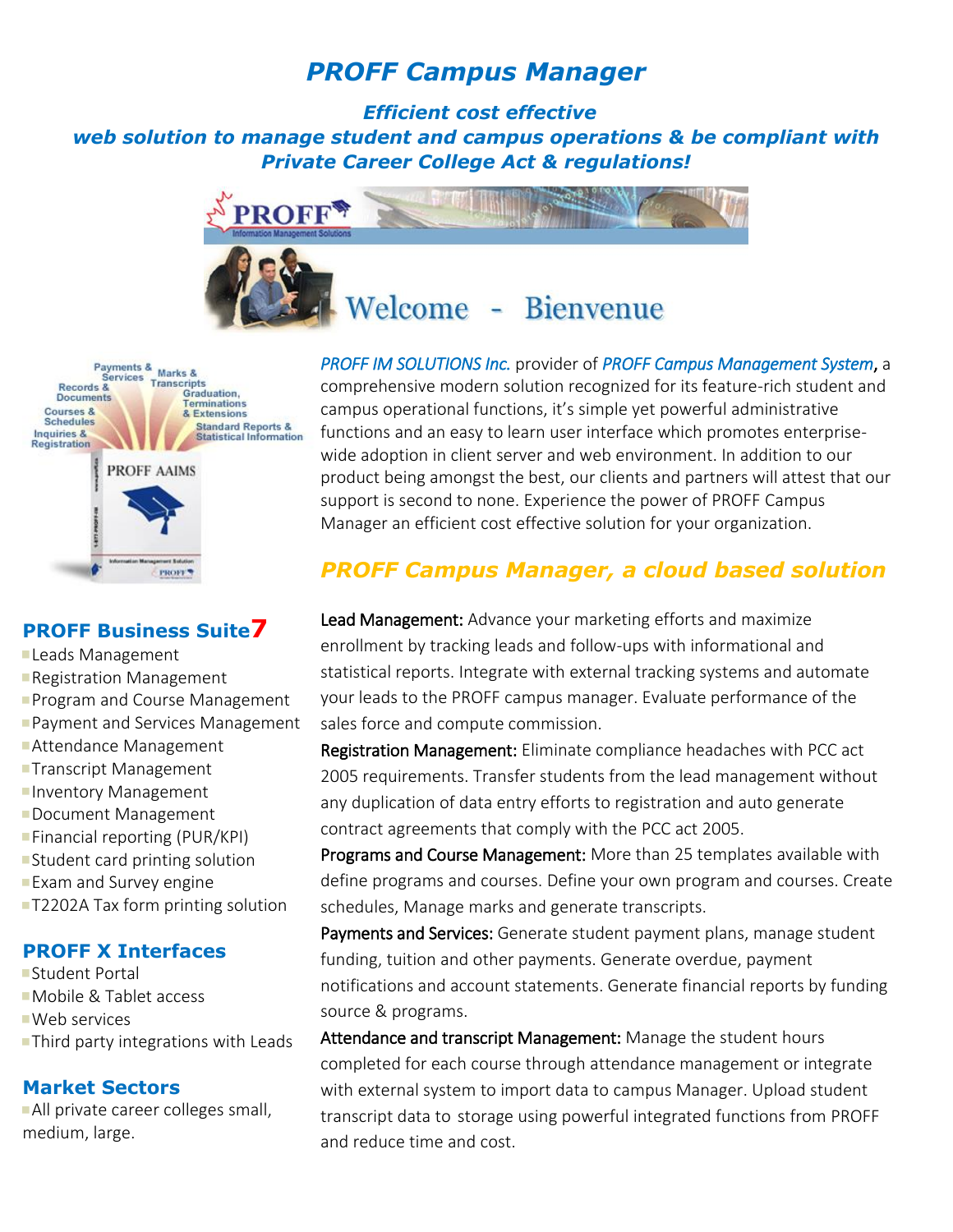# PROFF Campus Manager

### *Efficient cost effective web solution to manage student and campus operations & be compliant with Private Career College Act & regulations!*

Welcome - Bienvenue

*PROFF IM SOLUTIONS Inc.* provider of *PROFF Campus Management System*, a comprehensive modern solution recognized for its feature-rich student and campus operational functions, it's simple yet powerful administrative functions and an easy to learn user interface which promotes enterprise-wide adoption in client server and web environment. In addition to our product being amongst the best, our clients and partners will attest that our support is second to none. Experience the power of PROFF Campus Manager an efficient cost effective solution for your organization.

## *PROFF Campus Manager, a cloud based solution*

**Lead Management:** Advance your marketing efforts and maximize enrollment by tracking leads and follow-ups with informational and statistical reports. Integrate with external tracking systems and automate your leads to the PROFF campus manager. Evaluate performance of the sales force and compute commission.

**Registration Management:** Eliminate compliance headaches with PCC act 2005 requirements. Transfer students from the lead management without any duplication of data entry efforts to registration and auto generate contract agreements that comply with the PCC act 2005.

**Programs and Course Management:** More than 25 templates available with define programs and courses. Define your own program and courses. Create schedules, Manage marks and generate transcripts.

**Payments and Services:** Generate student payment plans, manage student funding, tuition and other payments. Generate overdue, payment notifications and account statements. Generate financial reports by funding source & programs.

**Attendance and transcript Management:** Manage the student hours completed for each course through attendance management or integrate with external system to import data to campus Manager. Upload student transcript data to storage using powerful integrated functions from PROFF and reduce time and cost.

### PROFF Business Suite7

- Leads Management
- Registration Management
- Program and Course Management
- Payment and Services Management
- Attendance Management
- Transcript Management
- Inventory Management
- Document Management
- Financial reporting (PUR/KPI)
- Student card printing solution
- Exam and Survey engine
- T2202A Tax form printing solution

### PROFF X Interfaces

- Student Portal
- Mobile & Tablet access
- Web services
- Third party integrations with Leads

### Market Sectors

- All private career colleges small, medium, large.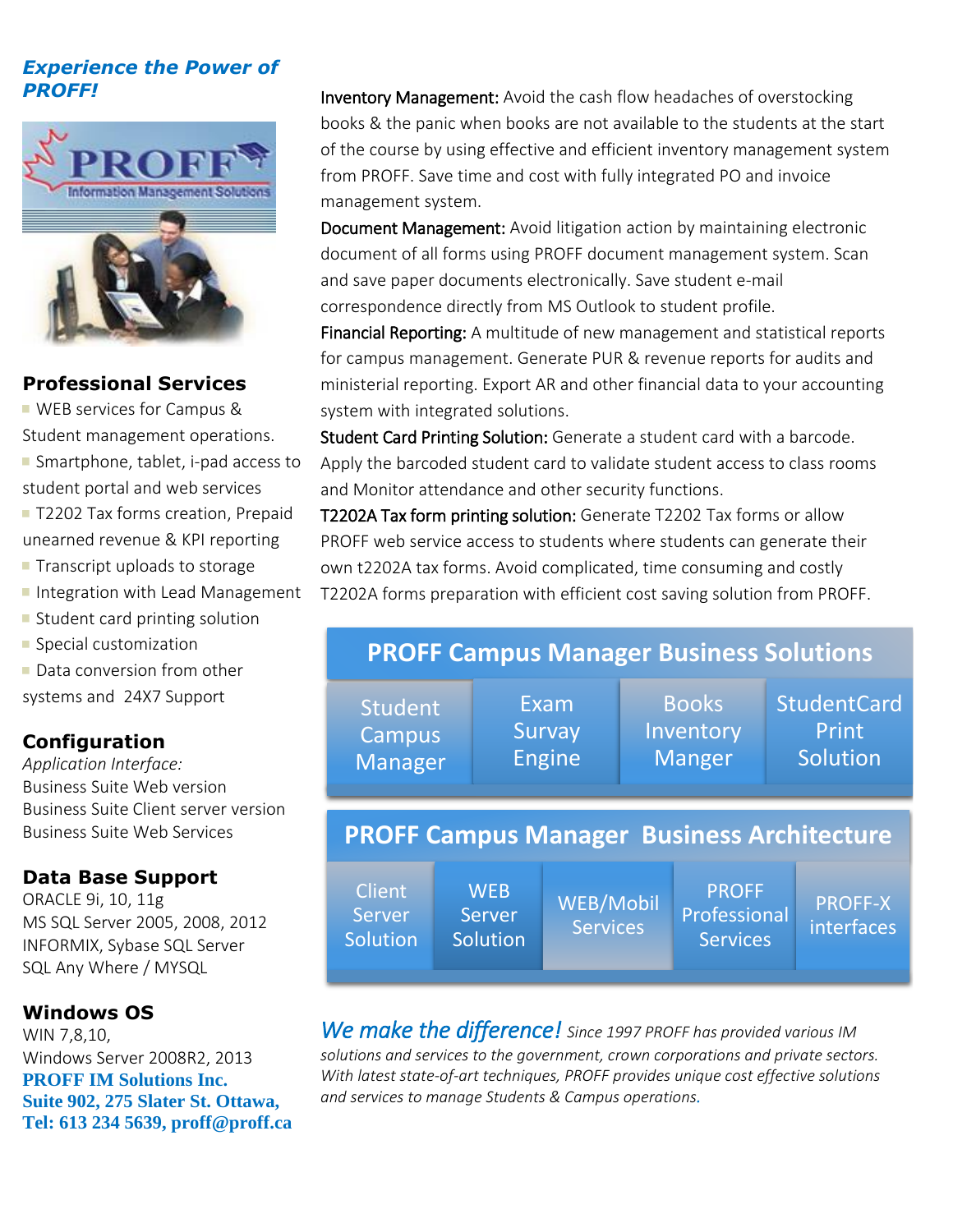## *Experience the Power of PROFF!*

### Professional Services

- WEB services for Campus & Student management operations.
- Smartphone, tablet, i-pad access to student portal and web services
- T2202 Tax forms creation, Prepaid unearned revenue & KPI reporting
- Transcript uploads to storage
- Integration with Lead Management
- Student card printing solution
- Special customization
- Data conversion from other systems and 24X7 Support

### Configuration

*Application Interface:*
Business Suite Web version
Business Suite Client server version
Business Suite Web Services

### Data Base Support

ORACLE 9i, 10, 11g
MS SQL Server 2005, 2008, 2012
INFORMIX, Sybase SQL Server
SQL Any Where / MYSQL

### Windows OS

WIN 7,8,10,
Windows Server 2008R2, 2013

**PROFF IM Solutions Inc.**
**Suite 902, 275 Slater St. Ottawa,**
**Tel: 613 234 5639, proff@proff.ca**

Inventory Management: Avoid the cash flow headaches of overstocking books & the panic when books are not available to the students at the start of the course by using effective and efficient inventory management system from PROFF. Save time and cost with fully integrated PO and invoice management system.

Document Management: Avoid litigation action by maintaining electronic document of all forms using PROFF document management system. Scan and save paper documents electronically. Save student e-mail correspondence directly from MS Outlook to student profile.

Financial Reporting: A multitude of new management and statistical reports for campus management. Generate PUR & revenue reports for audits and ministerial reporting. Export AR and other financial data to your accounting system with integrated solutions.

Student Card Printing Solution: Generate a student card with a barcode. Apply the barcoded student card to validate student access to class rooms and Monitor attendance and other security functions.

T2202A Tax form printing solution: Generate T2202 Tax forms or allow PROFF web service access to students where students can generate their own t2202A tax forms. Avoid complicated, time consuming and costly T2202A forms preparation with efficient cost saving solution from PROFF.

| PROFF Campus Manager Business Solutions | | | |
|---|---|---|---|
| Student Campus Manager | Exam Survay Engine | Books Inventory Manger | StudentCard Print Solution |

| PROFF Campus Manager Business Architecture | | | | |
|---|---|---|---|---|
| Client Server Solution | WEB Server Solution | WEB/Mobil Services | PROFF Professional Services | PROFF-X interfaces |

*We make the difference! Since 1997 PROFF has provided various IM solutions and services to the government, crown corporations and private sectors. With latest state-of-art techniques, PROFF provides unique cost effective solutions and services to manage Students & Campus operations.*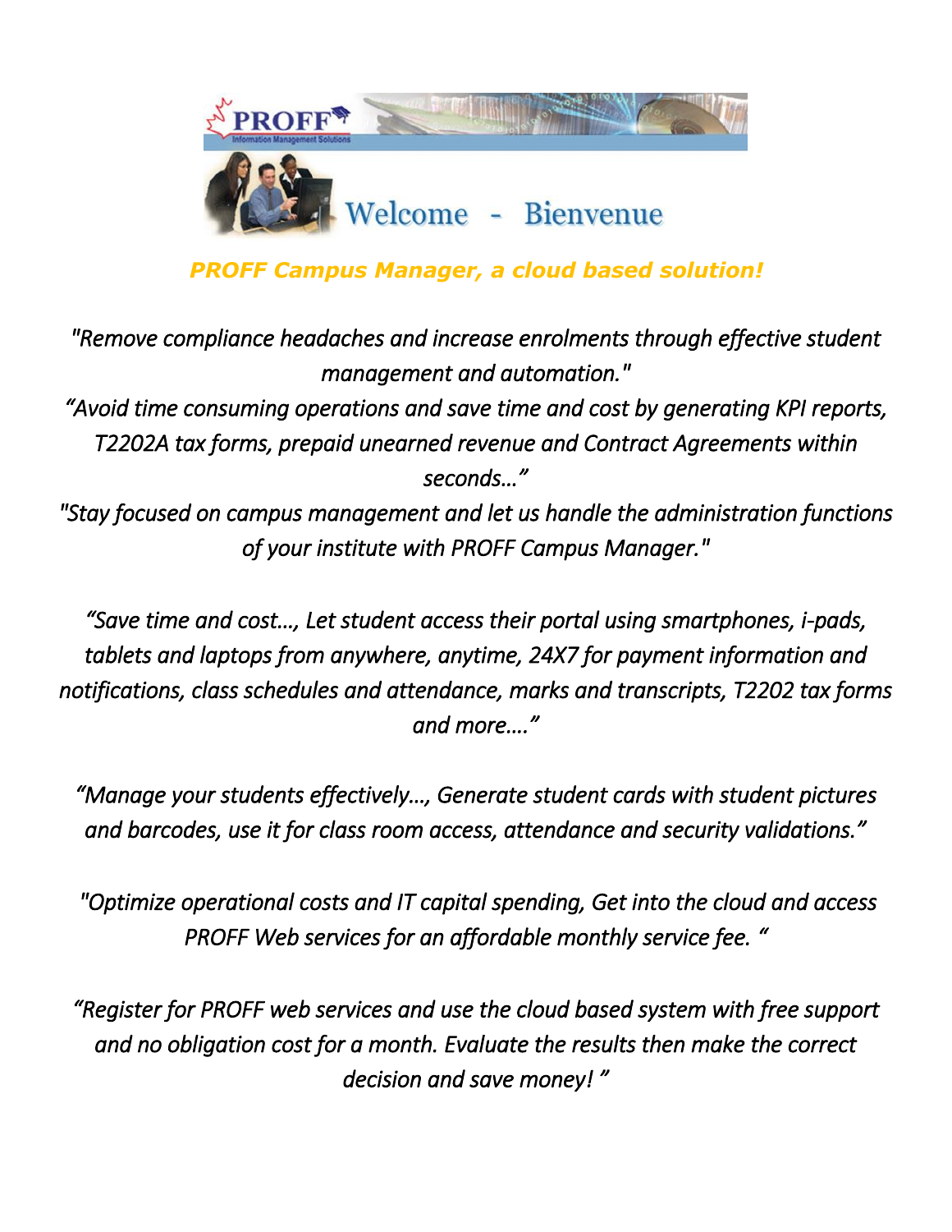PROFF
Information Management Solutions

Welcome - Bienvenue

**PROFF Campus Manager, a cloud based solution!**

*"Remove compliance headaches and increase enrolments through effective student management and automation."*

*"Avoid time consuming operations and save time and cost by generating KPI reports, T2202A tax forms, prepaid unearned revenue and Contract Agreements within seconds…"*

*"Stay focused on campus management and let us handle the administration functions of your institute with PROFF Campus Manager."*

*"Save time and cost…, Let student access their portal using smartphones, i-pads, tablets and laptops from anywhere, anytime, 24X7 for payment information and notifications, class schedules and attendance, marks and transcripts, T2202 tax forms and more…."*

*"Manage your students effectively…, Generate student cards with student pictures and barcodes, use it for class room access, attendance and security validations."*

*"Optimize operational costs and IT capital spending, Get into the cloud and access PROFF Web services for an affordable monthly service fee. "*

*"Register for PROFF web services and use the cloud based system with free support and no obligation cost for a month. Evaluate the results then make the correct decision and save money! "*